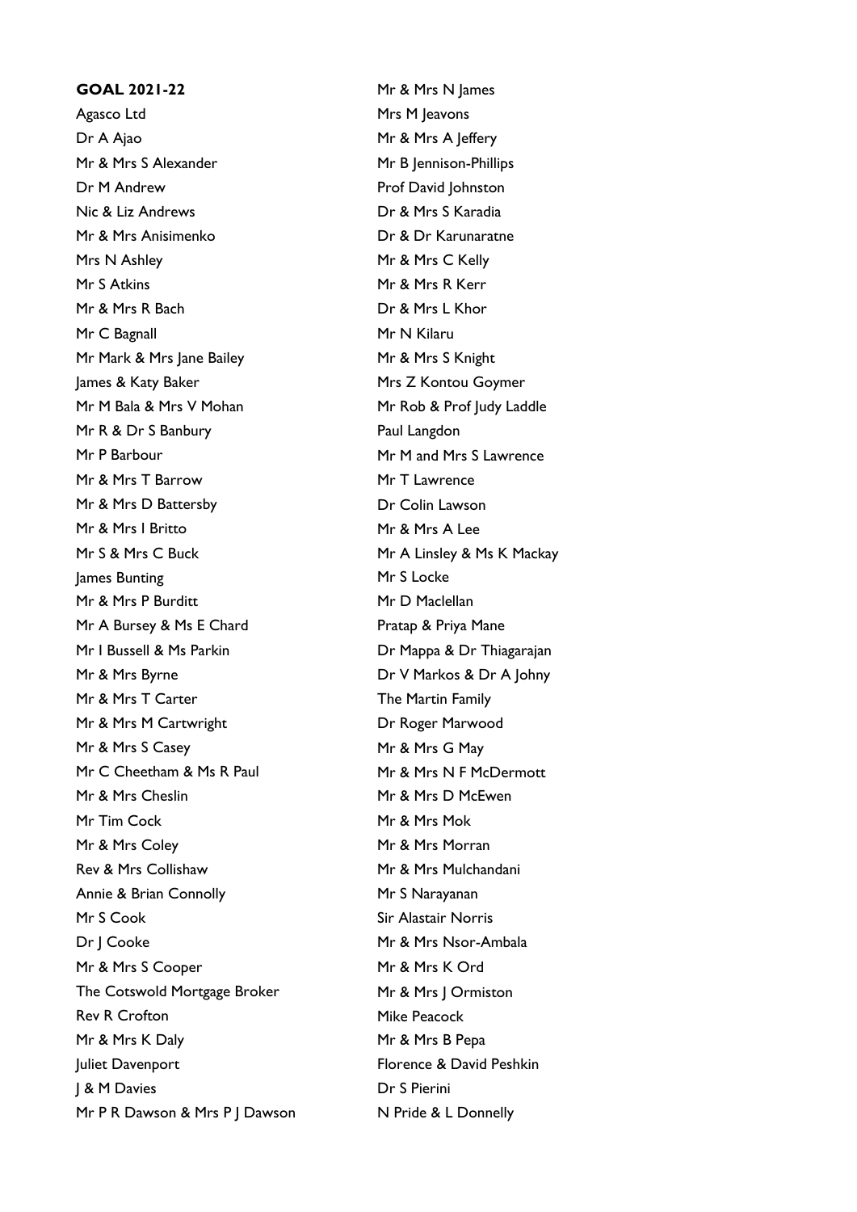**GOAL 2021-22**

Agasco Ltd
Dr A Ajao
Mr & Mrs S Alexander
Dr M Andrew
Nic & Liz Andrews
Mr & Mrs Anisimenko
Mrs N Ashley
Mr S Atkins
Mr & Mrs R Bach
Mr C Bagnall
Mr Mark & Mrs Jane Bailey
James & Katy Baker
Mr M Bala & Mrs V Mohan
Mr R & Dr S Banbury
Mr P Barbour
Mr & Mrs T Barrow
Mr & Mrs D Battersby
Mr & Mrs I Britto
Mr S & Mrs C Buck
James Bunting
Mr & Mrs P Burditt
Mr A Bursey & Ms E Chard
Mr I Bussell & Ms Parkin
Mr & Mrs Byrne
Mr & Mrs T Carter
Mr & Mrs M Cartwright
Mr & Mrs S Casey
Mr C Cheetham & Ms R Paul
Mr & Mrs Cheslin
Mr Tim Cock
Mr & Mrs Coley
Rev & Mrs Collishaw
Annie & Brian Connolly
Mr S Cook
Dr J Cooke
Mr & Mrs S Cooper
The Cotswold Mortgage Broker
Rev R Crofton
Mr & Mrs K Daly
Juliet Davenport
J & M Davies
Mr P R Dawson & Mrs P J Dawson
Mr & Mrs N James
Mrs M Jeavons
Mr & Mrs A Jeffery
Mr B Jennison-Phillips
Prof David Johnston
Dr & Mrs S Karadia
Dr & Dr Karunaratne
Mr & Mrs C Kelly
Mr & Mrs R Kerr
Dr & Mrs L Khor
Mr N Kilaru
Mr & Mrs S Knight
Mrs Z Kontou Goymer
Mr Rob & Prof Judy Laddle
Paul Langdon
Mr M and Mrs S Lawrence
Mr T Lawrence
Dr Colin Lawson
Mr & Mrs A Lee
Mr A Linsley & Ms K Mackay
Mr S Locke
Mr D Maclellan
Pratap & Priya Mane
Dr Mappa & Dr Thiagarajan
Dr V Markos & Dr A Johny
The Martin Family
Dr Roger Marwood
Mr & Mrs G May
Mr & Mrs N F McDermott
Mr & Mrs D McEwen
Mr & Mrs Mok
Mr & Mrs Morran
Mr & Mrs Mulchandani
Mr S Narayanan
Sir Alastair Norris
Mr & Mrs Nsor-Ambala
Mr & Mrs K Ord
Mr & Mrs J Ormiston
Mike Peacock
Mr & Mrs B Pepa
Florence & David Peshkin
Dr S Pierini
N Pride & L Donnelly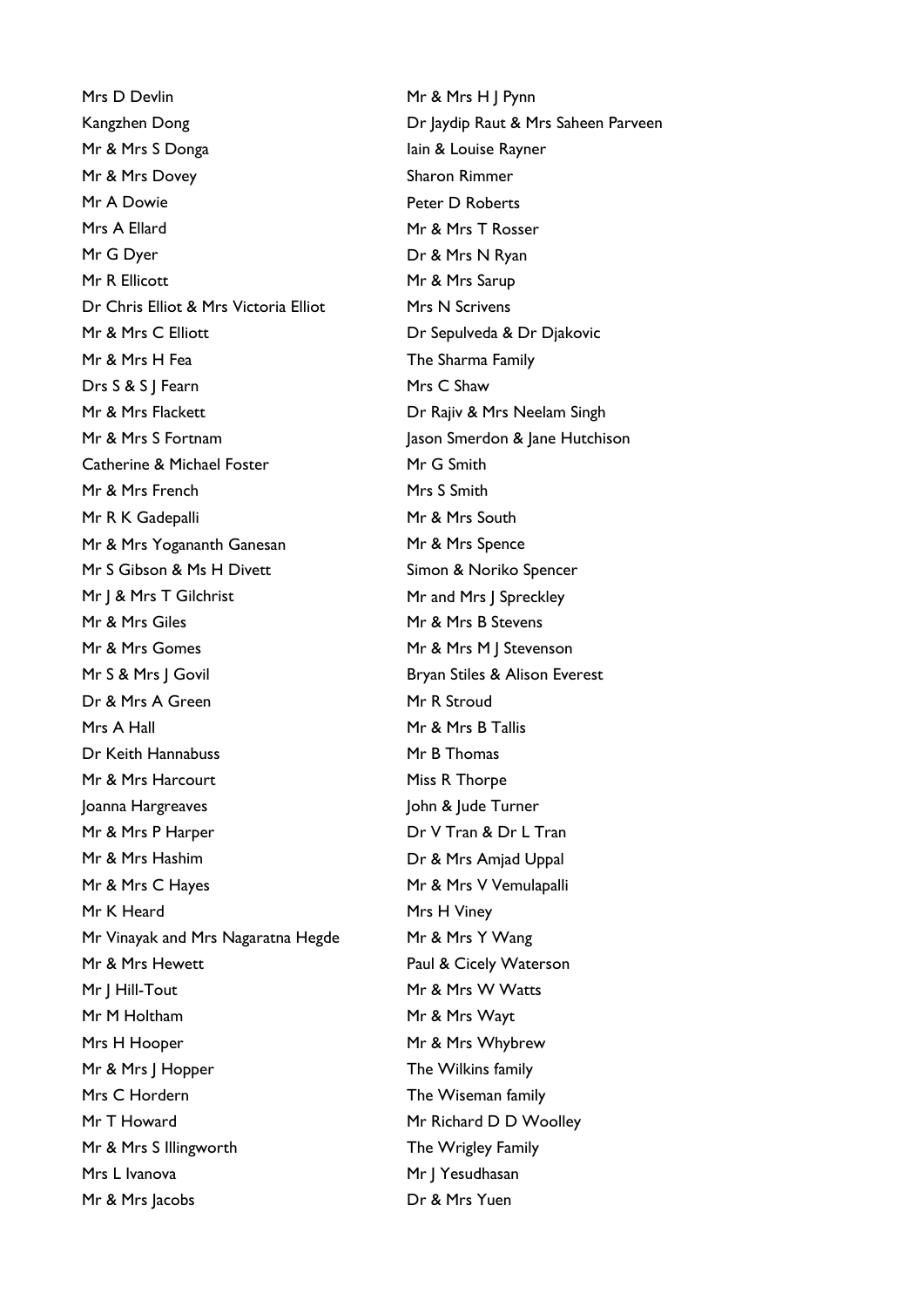Mrs D Devlin
Kangzhen Dong
Mr & Mrs S Donga
Mr & Mrs Dovey
Mr A Dowie
Mrs A Ellard
Mr G Dyer
Mr R Ellicott
Dr Chris Elliot & Mrs Victoria Elliot
Mr & Mrs C Elliott
Mr & Mrs H Fea
Drs S & S J Fearn
Mr & Mrs Flackett
Mr & Mrs S Fortnam
Catherine & Michael Foster
Mr & Mrs French
Mr R K Gadepalli
Mr & Mrs Yogananth Ganesan
Mr S Gibson & Ms H Divett
Mr J & Mrs T Gilchrist
Mr & Mrs Giles
Mr & Mrs Gomes
Mr S & Mrs J Govil
Dr & Mrs A Green
Mrs A Hall
Dr Keith Hannabuss
Mr & Mrs Harcourt
Joanna Hargreaves
Mr & Mrs P Harper
Mr & Mrs Hashim
Mr & Mrs C Hayes
Mr K Heard
Mr Vinayak and Mrs Nagaratna Hegde
Mr & Mrs Hewett
Mr J Hill-Tout
Mr M Holtham
Mrs H Hooper
Mr & Mrs J Hopper
Mrs C Hordern
Mr T Howard
Mr & Mrs S Illingworth
Mrs L Ivanova
Mr & Mrs Jacobs
Mr & Mrs H J Pynn
Dr Jaydip Raut & Mrs Saheen Parveen
Iain & Louise Rayner
Sharon Rimmer
Peter D Roberts
Mr & Mrs T Rosser
Dr & Mrs N Ryan
Mr & Mrs Sarup
Mrs N Scrivens
Dr Sepulveda & Dr Djakovic
The Sharma Family
Mrs C Shaw
Dr Rajiv & Mrs Neelam Singh
Jason Smerdon & Jane Hutchison
Mr G Smith
Mrs S Smith
Mr & Mrs South
Mr & Mrs Spence
Simon & Noriko Spencer
Mr and Mrs J Spreckley
Mr & Mrs B Stevens
Mr & Mrs M J Stevenson
Bryan Stiles & Alison Everest
Mr R Stroud
Mr & Mrs B Tallis
Mr B Thomas
Miss R Thorpe
John & Jude Turner
Dr V Tran & Dr L Tran
Dr & Mrs Amjad Uppal
Mr & Mrs V Vemulapalli
Mrs H Viney
Mr & Mrs Y Wang
Paul & Cicely Waterson
Mr & Mrs W Watts
Mr & Mrs Wayt
Mr & Mrs Whybrew
The Wilkins family
The Wiseman family
Mr Richard D D Woolley
The Wrigley Family
Mr J Yesudhasan
Dr & Mrs Yuen